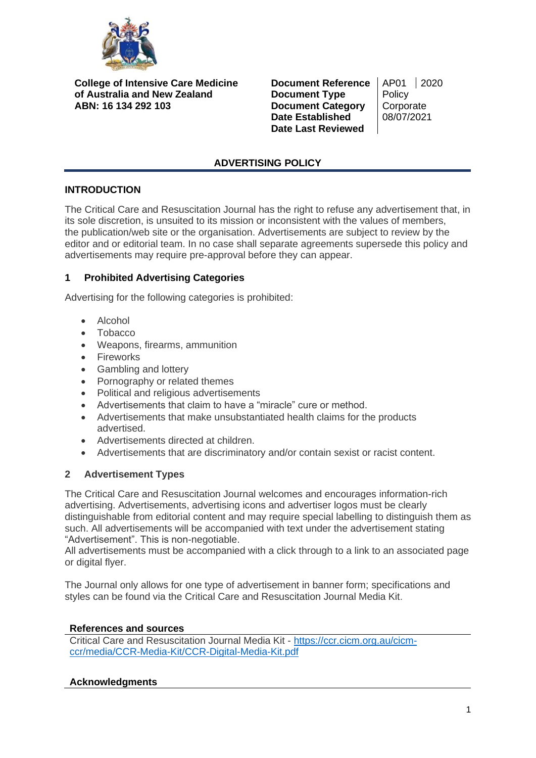**College of Intensive Care Medicine of Australia and New Zealand**
**ABN: 16 134 292 103**

| | | |
|---|---|---|
| **Document Reference** | AP01 | 2020 |
| **Document Type** | Policy | |
| **Document Category** | Corporate | |
| **Date Established** | 08/07/2021 | |
| **Date Last Reviewed** | | |

# ADVERTISING POLICY

## INTRODUCTION

The Critical Care and Resuscitation Journal has the right to refuse any advertisement that, in its sole discretion, is unsuited to its mission or inconsistent with the values of members, the publication/web site or the organisation. Advertisements are subject to review by the editor and or editorial team. In no case shall separate agreements supersede this policy and advertisements may require pre-approval before they can appear.

## 1 Prohibited Advertising Categories

Advertising for the following categories is prohibited:

- Alcohol
- Tobacco
- Weapons, firearms, ammunition
- Fireworks
- Gambling and lottery
- Pornography or related themes
- Political and religious advertisements
- Advertisements that claim to have a "miracle" cure or method.
- Advertisements that make unsubstantiated health claims for the products advertised.
- Advertisements directed at children.
- Advertisements that are discriminatory and/or contain sexist or racist content.

## 2 Advertisement Types

The Critical Care and Resuscitation Journal welcomes and encourages information-rich advertising. Advertisements, advertising icons and advertiser logos must be clearly distinguishable from editorial content and may require special labelling to distinguish them as such. All advertisements will be accompanied with text under the advertisement stating "Advertisement". This is non-negotiable.
All advertisements must be accompanied with a click through to a link to an associated page or digital flyer.

The Journal only allows for one type of advertisement in banner form; specifications and styles can be found via the Critical Care and Resuscitation Journal Media Kit.

### References and sources

Critical Care and Resuscitation Journal Media Kit - https://ccr.cicm.org.au/cicm-ccr/media/CCR-Media-Kit/CCR-Digital-Media-Kit.pdf

### Acknowledgments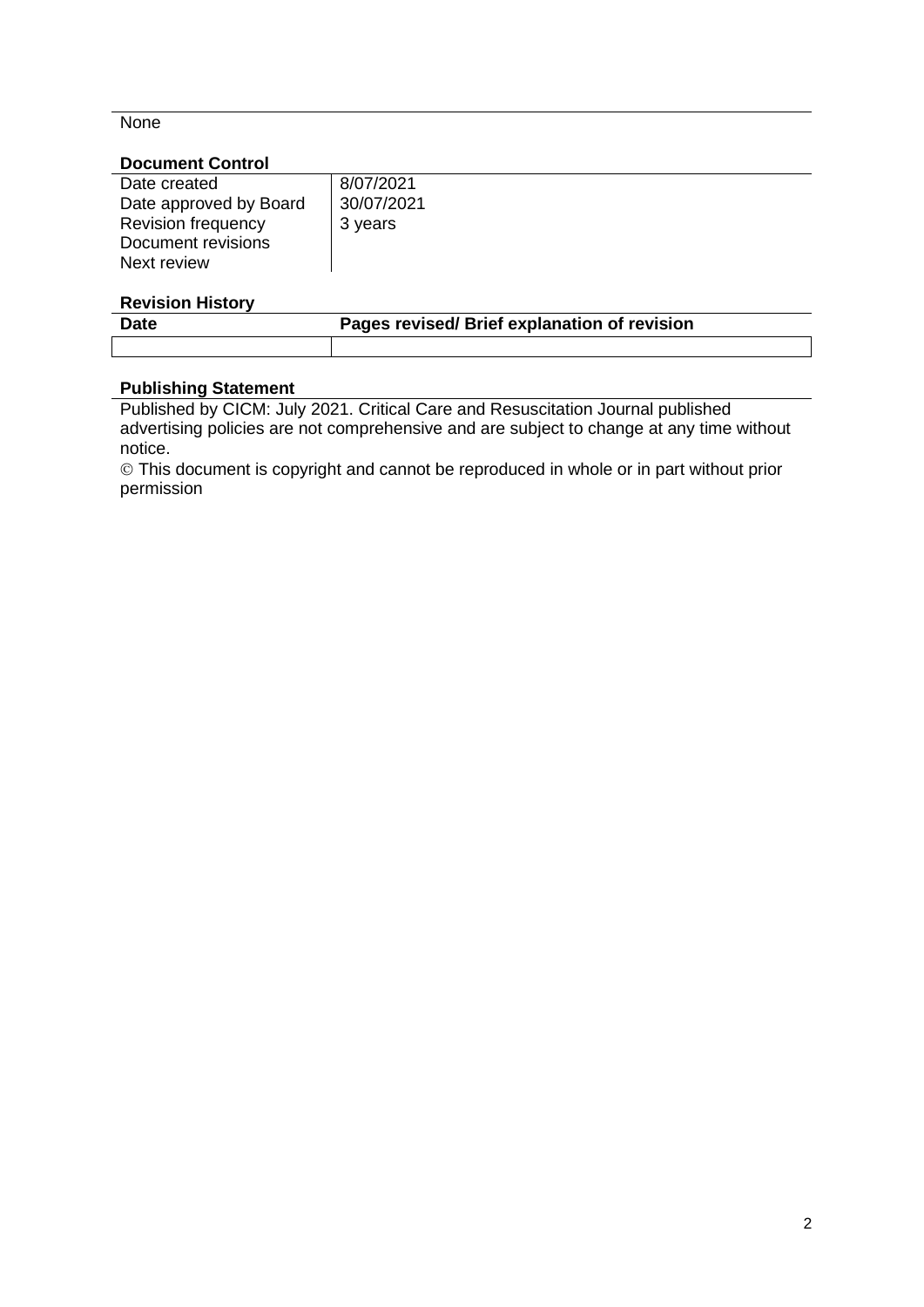None

**Document Control**

| | |
|---|---|
| Date created | 8/07/2021 |
| Date approved by Board | 30/07/2021 |
| Revision frequency | 3 years |
| Document revisions | |
| Next review | |

**Revision History**

| Date | Pages revised/ Brief explanation of revision |
|---|---|
| | |

**Publishing Statement**

Published by CICM: July 2021. Critical Care and Resuscitation Journal published advertising policies are not comprehensive and are subject to change at any time without notice.

© This document is copyright and cannot be reproduced in whole or in part without prior permission